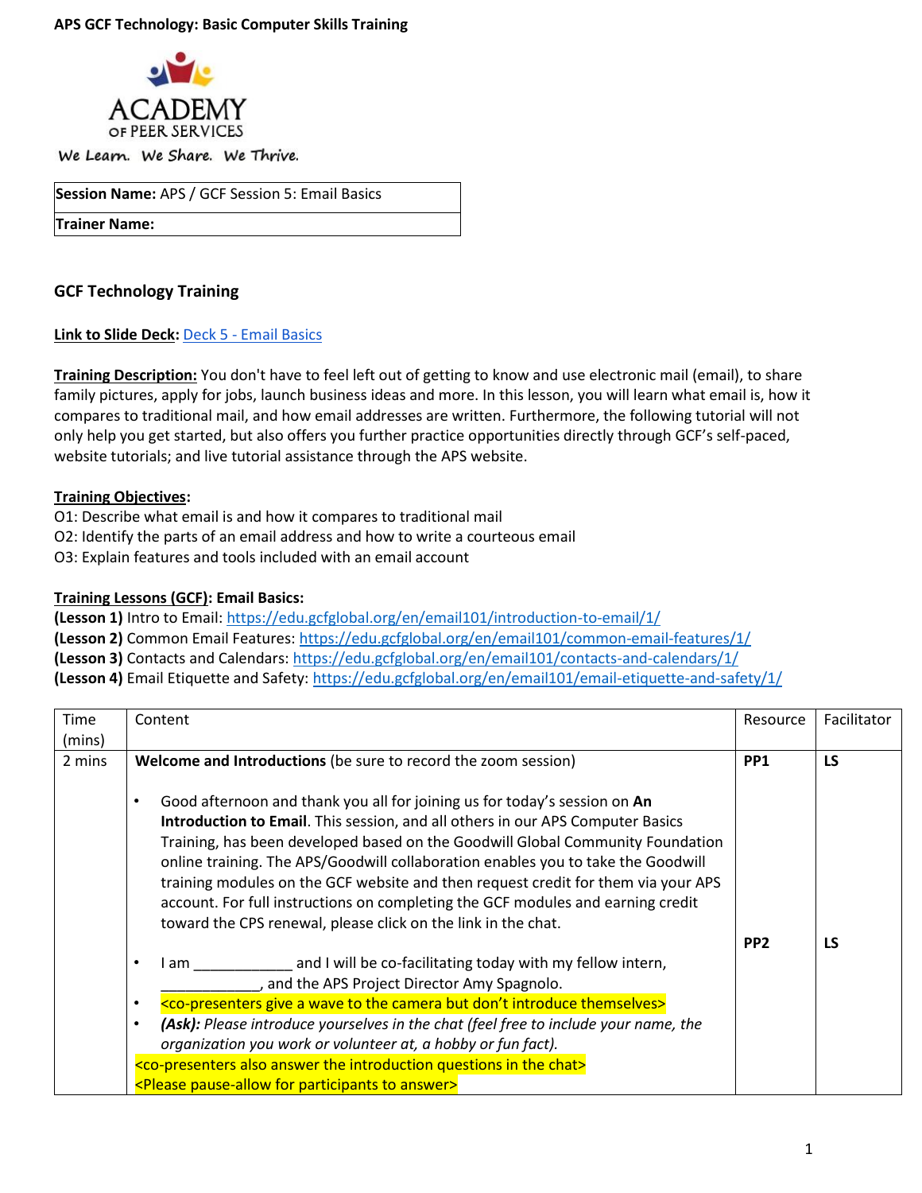**APS GCF Technology: Basic Computer Skills Training**

ACADEMY OF PEER SERVICES

We Learn. We Share. We Thrive.

| **Session Name:** APS / GCF Session 5: Email Basics |
|---|
| **Trainer Name:** |

## GCF Technology Training

**Link to Slide Deck:** Deck 5 - Email Basics

**Training Description:** You don't have to feel left out of getting to know and use electronic mail (email), to share family pictures, apply for jobs, launch business ideas and more. In this lesson, you will learn what email is, how it compares to traditional mail, and how email addresses are written. Furthermore, the following tutorial will not only help you get started, but also offers you further practice opportunities directly through GCF's self-paced, website tutorials; and live tutorial assistance through the APS website.

**Training Objectives:**

O1: Describe what email is and how it compares to traditional mail

O2: Identify the parts of an email address and how to write a courteous email

O3: Explain features and tools included with an email account

**Training Lessons (GCF): Email Basics:**

**(Lesson 1)** Intro to Email: https://edu.gcfglobal.org/en/email101/introduction-to-email/1/

**(Lesson 2)** Common Email Features: https://edu.gcfglobal.org/en/email101/common-email-features/1/

**(Lesson 3)** Contacts and Calendars: https://edu.gcfglobal.org/en/email101/contacts-and-calendars/1/

**(Lesson 4)** Email Etiquette and Safety: https://edu.gcfglobal.org/en/email101/email-etiquette-and-safety/1/

| Time (mins) | Content | Resource | Facilitator |
|---|---|---|---|
| 2 mins | **Welcome and Introductions** (be sure to record the zoom session)<br><br>• Good afternoon and thank you all for joining us for today's session on **An Introduction to Email**. This session, and all others in our APS Computer Basics Training, has been developed based on the Goodwill Global Community Foundation online training. The APS/Goodwill collaboration enables you to take the Goodwill training modules on the GCF website and then request credit for them via your APS account. For full instructions on completing the GCF modules and earning credit toward the CPS renewal, please click on the link in the chat.<br>• I am ____________ and I will be co-facilitating today with my fellow intern, ____________, and the APS Project Director Amy Spagnolo.<br>• <co-presenters give a wave to the camera but don't introduce themselves><br>• *(Ask): Please introduce yourselves in the chat (feel free to include your name, the organization you work or volunteer at, a hobby or fun fact).*<br><co-presenters also answer the introduction questions in the chat><br><Please pause-allow for participants to answer> | **PP1**<br><br>**PP2** | **LS**<br><br>**LS** |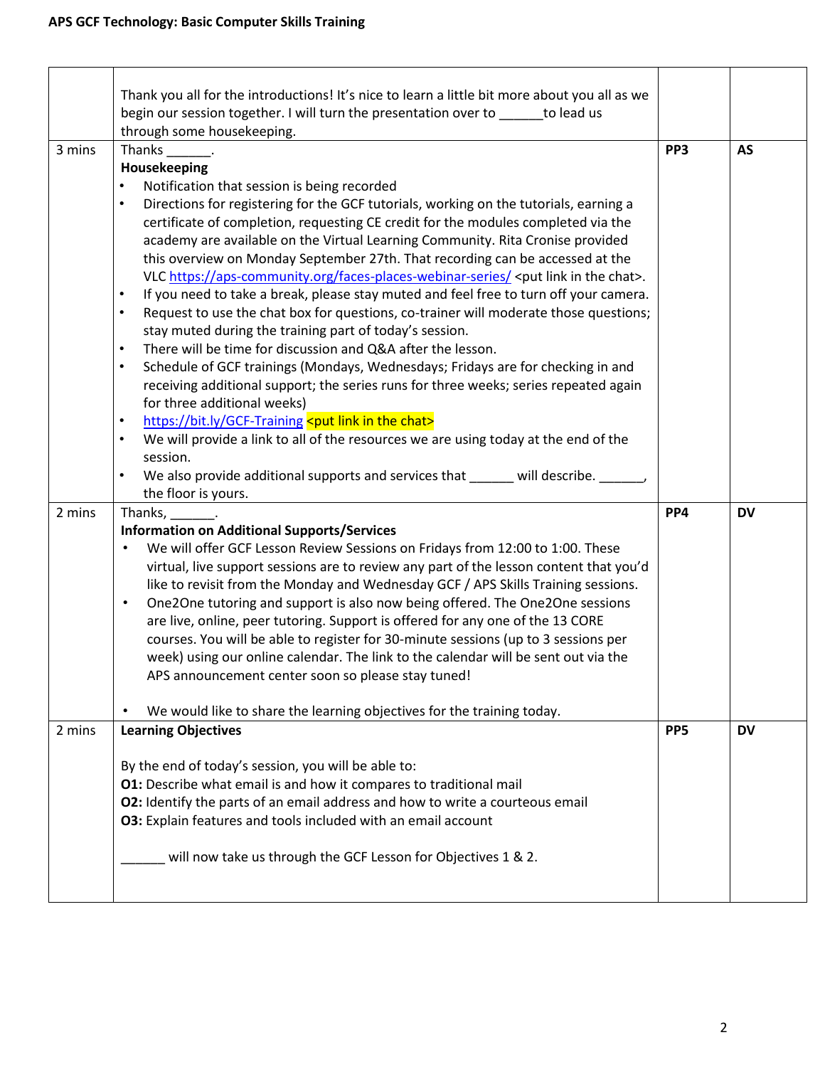| | | | |
|---|---|---|---|
| | Thank you all for the introductions! It's nice to learn a little bit more about you all as we begin our session together. I will turn the presentation over to ______to lead us through some housekeeping. | | |
| 3 mins | Thanks ______.<br>**Housekeeping**<br>• Notification that session is being recorded<br>• Directions for registering for the GCF tutorials, working on the tutorials, earning a certificate of completion, requesting CE credit for the modules completed via the academy are available on the Virtual Learning Community. Rita Cronise provided this overview on Monday September 27th. That recording can be accessed at the VLC [https://aps-community.org/faces-places-webinar-series/](https://aps-community.org/faces-places-webinar-series/) <put link in the chat>.<br>• If you need to take a break, please stay muted and feel free to turn off your camera.<br>• Request to use the chat box for questions, co-trainer will moderate those questions; stay muted during the training part of today's session.<br>• There will be time for discussion and Q&A after the lesson.<br>• Schedule of GCF trainings (Mondays, Wednesdays; Fridays are for checking in and receiving additional support; the series runs for three weeks; series repeated again for three additional weeks)<br>• [https://bit.ly/GCF-Training](https://bit.ly/GCF-Training) <put link in the chat><br>• We will provide a link to all of the resources we are using today at the end of the session.<br>• We also provide additional supports and services that ______ will describe. ______, the floor is yours. | **PP3** | **AS** |
| 2 mins | Thanks, ______.<br>**Information on Additional Supports/Services**<br>• We will offer GCF Lesson Review Sessions on Fridays from 12:00 to 1:00. These virtual, live support sessions are to review any part of the lesson content that you'd like to revisit from the Monday and Wednesday GCF / APS Skills Training sessions.<br>• One2One tutoring and support is also now being offered. The One2One sessions are live, online, peer tutoring. Support is offered for any one of the 13 CORE courses. You will be able to register for 30-minute sessions (up to 3 sessions per week) using our online calendar. The link to the calendar will be sent out via the APS announcement center soon so please stay tuned!<br><br>• We would like to share the learning objectives for the training today. | **PP4** | **DV** |
| 2 mins | **Learning Objectives**<br><br>By the end of today's session, you will be able to:<br>**O1:** Describe what email is and how it compares to traditional mail<br>**O2:** Identify the parts of an email address and how to write a courteous email<br>**O3:** Explain features and tools included with an email account<br><br>______ will now take us through the GCF Lesson for Objectives 1 & 2. | **PP5** | **DV** |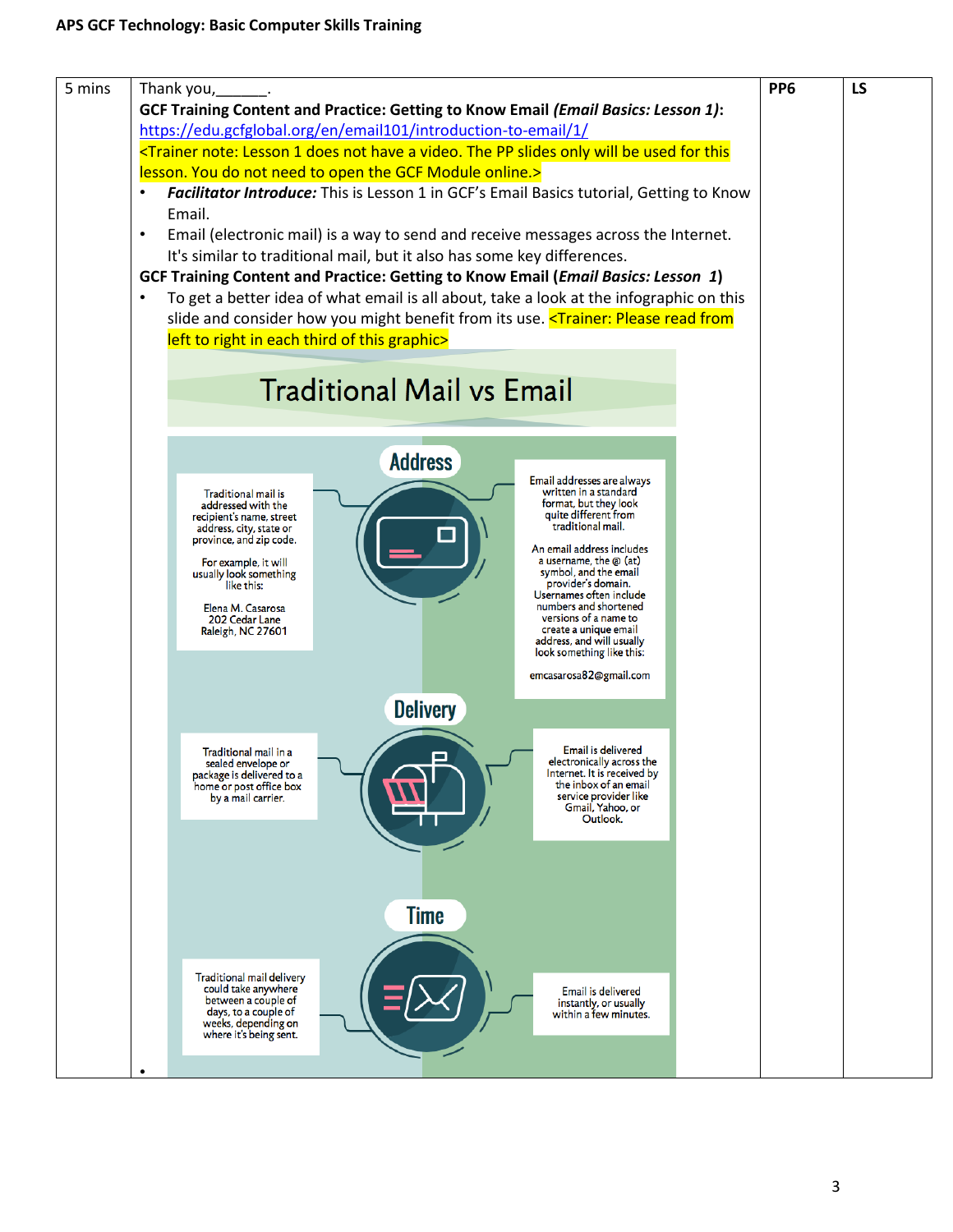| 5 mins | Thank you,\_\_\_\_\_\_.<br>**GCF Training Content and Practice: Getting to Know Email *(Email Basics: Lesson 1)*:** https://edu.gcfglobal.org/en/email101/introduction-to-email/1/<br><Trainer note: Lesson 1 does not have a video. The PP slides only will be used for this lesson. You do not need to open the GCF Module online.><br>• ***Facilitator Introduce:*** This is Lesson 1 in GCF's Email Basics tutorial, Getting to Know Email.<br>• Email (electronic mail) is a way to send and receive messages across the Internet. It's similar to traditional mail, but it also has some key differences.<br>**GCF Training Content and Practice: Getting to Know Email (*Email Basics: Lesson 1*)**<br>• To get a better idea of what email is all about, take a look at the infographic on this slide and consider how you might benefit from its use. <Trainer: Please read from left to right in each third of this graphic><br><br>**Traditional Mail vs Email**<br><br>**Address**<br>Traditional mail is addressed with the recipient's name, street address, city, state or province, and zip code.<br>For example, it will usually look something like this:<br>Elena M. Casarosa<br>202 Cedar Lane<br>Raleigh, NC 27601<br><br>Email addresses are always written in a standard format, but they look quite different from traditional mail.<br>An email address includes a username, the @ (at) symbol, and the email provider's domain. Usernames often include numbers and shortened versions of a name to create a unique email address, and will usually look something like this:<br>emcasarosa82@gmail.com<br><br>**Delivery**<br>Traditional mail in a sealed envelope or package is delivered to a home or post office box by a mail carrier.<br><br>Email is delivered electronically across the Internet. It is received by the inbox of an email service provider like Gmail, Yahoo, or Outlook.<br><br>**Time**<br>Traditional mail delivery could take anywhere between a couple of days, to a couple of weeks, depending on where it's being sent.<br><br>Email is delivered instantly, or usually within a few minutes.<br>• | PP6 | LS |
|---|---|---|---|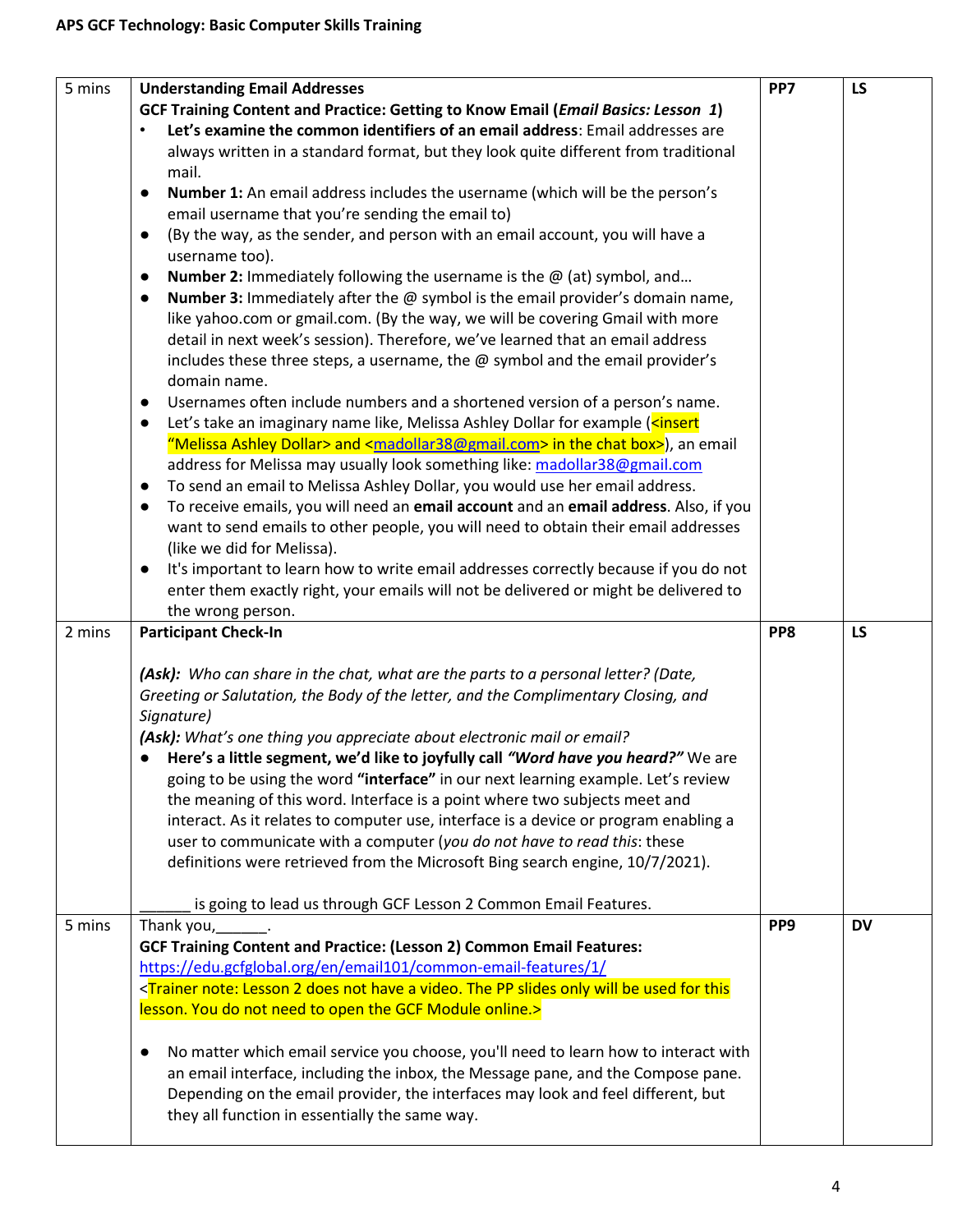| | | | |
|---|---|---|---|
| 5 mins | **Understanding Email Addresses**<br>**GCF Training Content and Practice: Getting to Know Email (*Email Basics: Lesson 1*)**<br>• **Let's examine the common identifiers of an email address**: Email addresses are always written in a standard format, but they look quite different from traditional mail.<br>● **Number 1:** An email address includes the username (which will be the person's email username that you're sending the email to)<br>● (By the way, as the sender, and person with an email account, you will have a username too).<br>● **Number 2:** Immediately following the username is the @ (at) symbol, and…<br>● **Number 3:** Immediately after the @ symbol is the email provider's domain name, like yahoo.com or gmail.com. (By the way, we will be covering Gmail with more detail in next week's session). Therefore, we've learned that an email address includes these three steps, a username, the @ symbol and the email provider's domain name.<br>● Usernames often include numbers and a shortened version of a person's name.<br>● Let's take an imaginary name like, Melissa Ashley Dollar for example (<insert "Melissa Ashley Dollar> and <madollar38@gmail.com> in the chat box>), an email address for Melissa may usually look something like: madollar38@gmail.com<br>● To send an email to Melissa Ashley Dollar, you would use her email address.<br>● To receive emails, you will need an **email account** and an **email address**. Also, if you want to send emails to other people, you will need to obtain their email addresses (like we did for Melissa).<br>● It's important to learn how to write email addresses correctly because if you do not enter them exactly right, your emails will not be delivered or might be delivered to the wrong person. | PP7 | LS |
| 2 mins | **Participant Check-In**<br><br>***(Ask):*** *Who can share in the chat, what are the parts to a personal letter? (Date, Greeting or Salutation, the Body of the letter, and the Complimentary Closing, and Signature)*<br>***(Ask):*** *What's one thing you appreciate about electronic mail or email?*<br>● **Here's a little segment, we'd like to joyfully call *"Word have you heard?"*** We are going to be using the word **"interface"** in our next learning example. Let's review the meaning of this word. Interface is a point where two subjects meet and interact. As it relates to computer use, interface is a device or program enabling a user to communicate with a computer (*you do not have to read this*: these definitions were retrieved from the Microsoft Bing search engine, 10/7/2021).<br><br>______ is going to lead us through GCF Lesson 2 Common Email Features. | PP8 | LS |
| 5 mins | Thank you,______.<br>**GCF Training Content and Practice: (Lesson 2) Common Email Features:**<br>https://edu.gcfglobal.org/en/email101/common-email-features/1/<br><Trainer note: Lesson 2 does not have a video. The PP slides only will be used for this lesson. You do not need to open the GCF Module online.><br><br>● No matter which email service you choose, you'll need to learn how to interact with an email interface, including the inbox, the Message pane, and the Compose pane. Depending on the email provider, the interfaces may look and feel different, but they all function in essentially the same way. | PP9 | DV |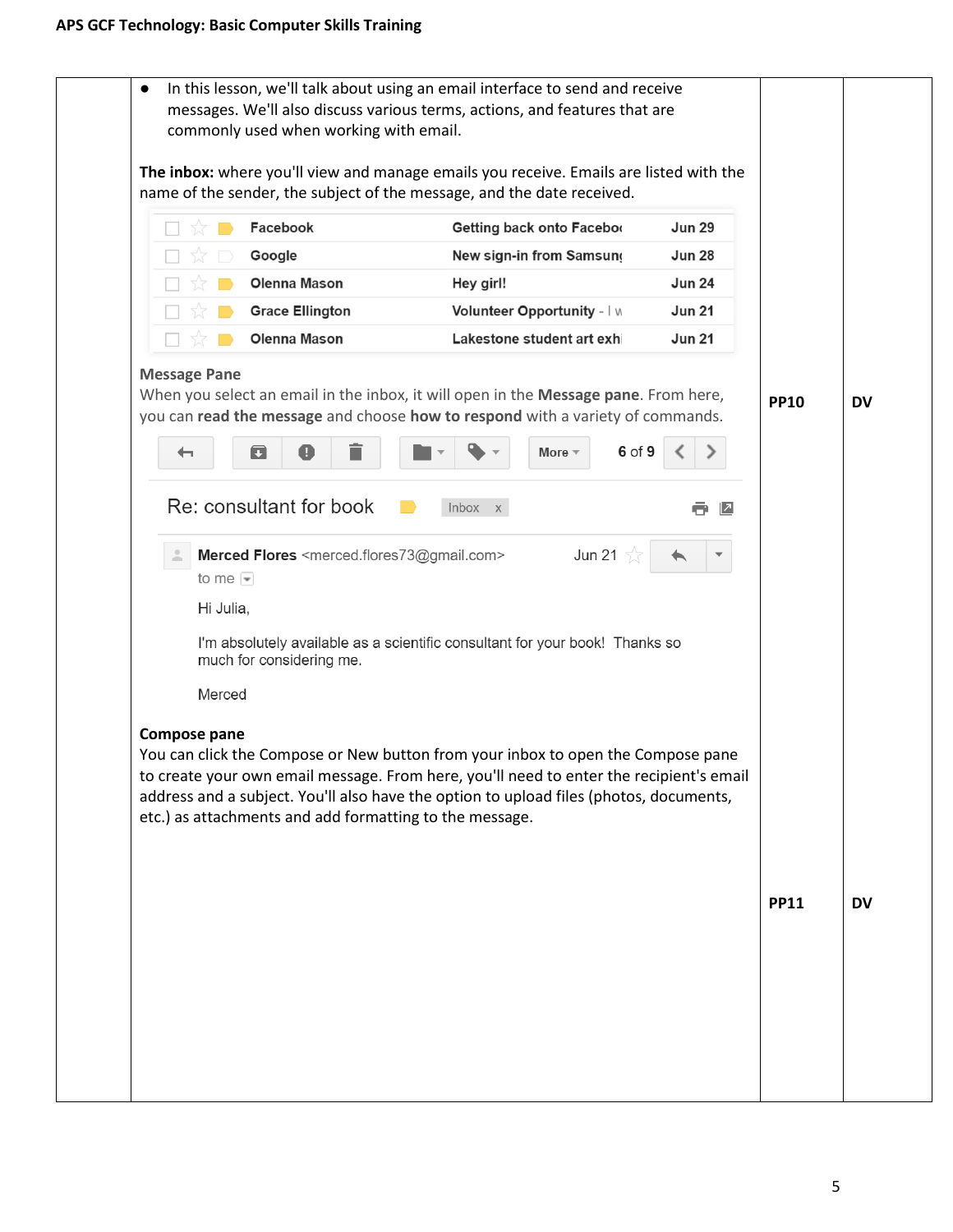- In this lesson, we'll talk about using an email interface to send and receive messages. We'll also discuss various terms, actions, and features that are commonly used when working with email.

**The inbox:** where you'll view and manage emails you receive. Emails are listed with the name of the sender, the subject of the message, and the date received.

| Sender | Subject | Date |
|---|---|---|
| Facebook | Getting back onto Facebo | Jun 29 |
| Google | New sign-in from Samsun | Jun 28 |
| Olenna Mason | Hey girl! | Jun 24 |
| Grace Ellington | Volunteer Opportunity - I w | Jun 21 |
| Olenna Mason | Lakestone student art exhi | Jun 21 |

**Message Pane**

When you select an email in the inbox, it will open in the **Message pane**. From here, you can **read the message** and choose **how to respond** with a variety of commands. — PP10, DV

More 6 of 9

Re: consultant for book Inbox x

**Merced Flores** <merced.flores73@gmail.com> Jun 21

to me

Hi Julia,

I'm absolutely available as a scientific consultant for your book! Thanks so much for considering me.

Merced

**Compose pane**

You can click the Compose or New button from your inbox to open the Compose pane to create your own email message. From here, you'll need to enter the recipient's email address and a subject. You'll also have the option to upload files (photos, documents, etc.) as attachments and add formatting to the message. — PP11, DV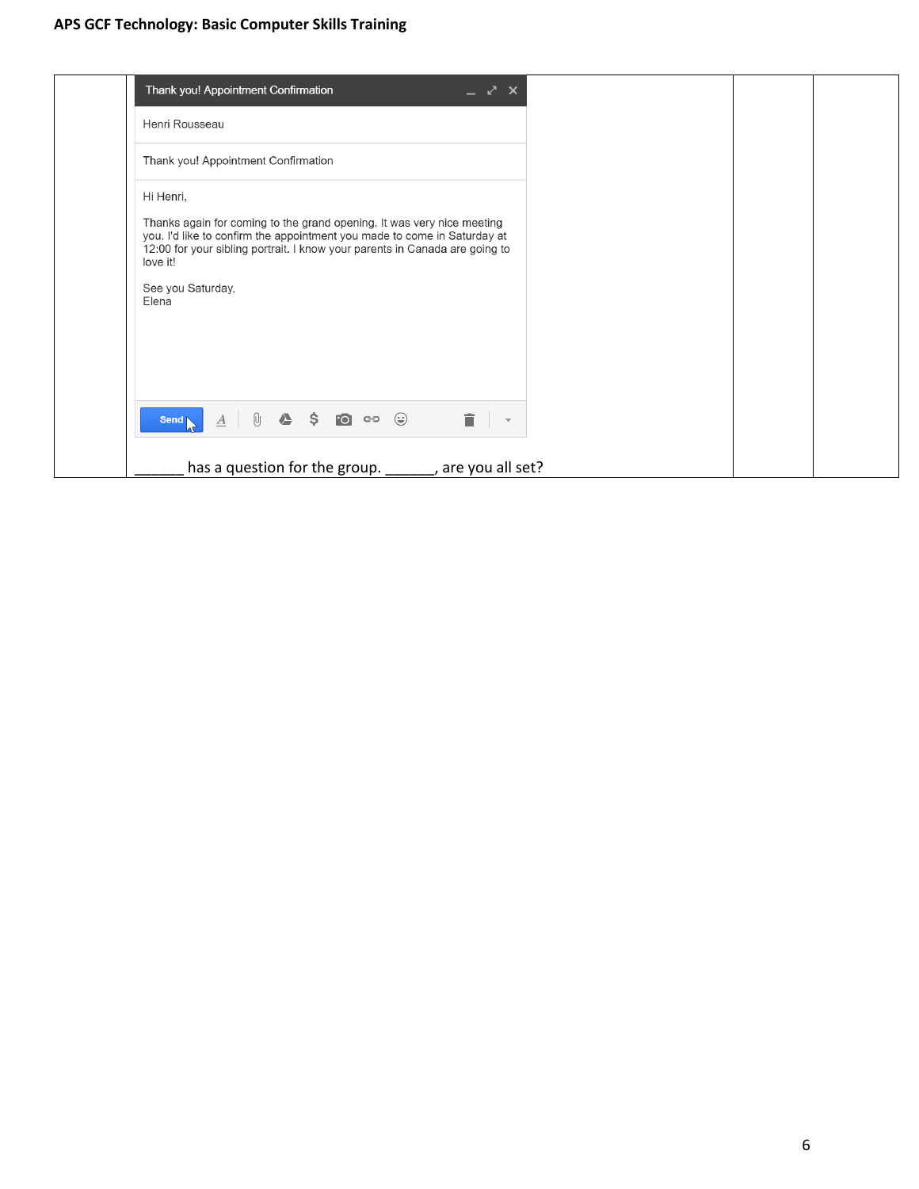| | | | |
|---|---|---|---|
| | Thank you! Appointment Confirmation<br><br>Henri Rousseau<br><br>Thank you! Appointment Confirmation<br><br>Hi Henri,<br><br>Thanks again for coming to the grand opening. It was very nice meeting you. I'd like to confirm the appointment you made to come in Saturday at 12:00 for your sibling portrait. I know your parents in Canada are going to love it!<br><br>See you Saturday,<br>Elena<br><br>Send<br><br>______ has a question for the group. ______, are you all set? | | |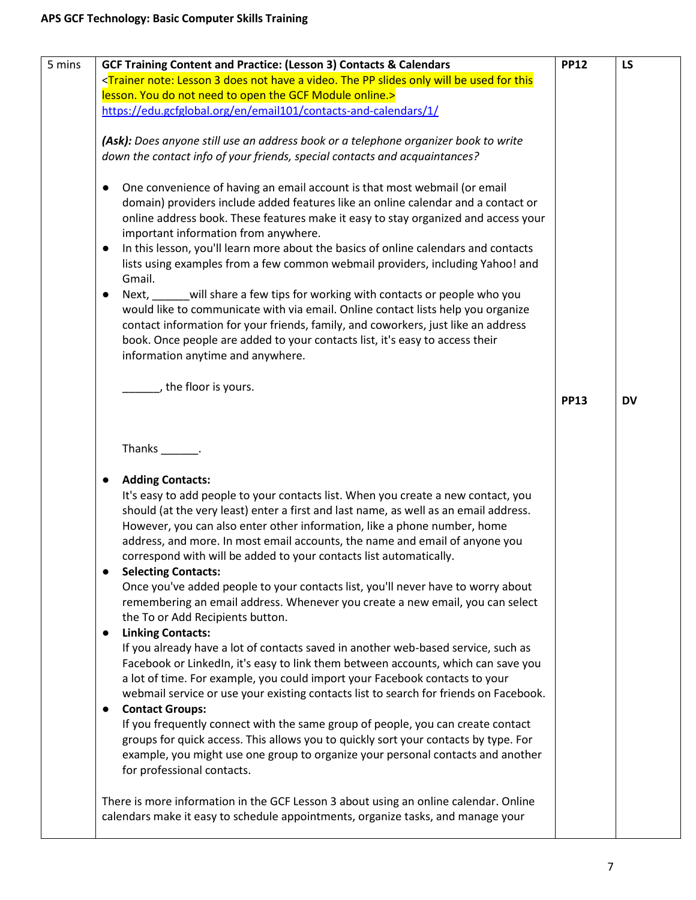| 5 mins | **GCF Training Content and Practice: (Lesson 3) Contacts & Calendars**<br><Trainer note: Lesson 3 does not have a video. The PP slides only will be used for this lesson. You do not need to open the GCF Module online.><br>https://edu.gcfglobal.org/en/email101/contacts-and-calendars/1/<br><br>***(Ask):*** *Does anyone still use an address book or a telephone organizer book to write down the contact info of your friends, special contacts and acquaintances?*<br><br>● One convenience of having an email account is that most webmail (or email domain) providers include added features like an online calendar and a contact or online address book. These features make it easy to stay organized and access your important information from anywhere.<br>● In this lesson, you'll learn more about the basics of online calendars and contacts lists using examples from a few common webmail providers, including Yahoo! and Gmail.<br>● Next, ______will share a few tips for working with contacts or people who you would like to communicate with via email. Online contact lists help you organize contact information for your friends, family, and coworkers, just like an address book. Once people are added to your contacts list, it's easy to access their information anytime and anywhere.<br><br>______, the floor is yours.<br><br>Thanks ______.<br><br>● **Adding Contacts:**<br>It's easy to add people to your contacts list. When you create a new contact, you should (at the very least) enter a first and last name, as well as an email address. However, you can also enter other information, like a phone number, home address, and more. In most email accounts, the name and email of anyone you correspond with will be added to your contacts list automatically.<br>● **Selecting Contacts:**<br>Once you've added people to your contacts list, you'll never have to worry about remembering an email address. Whenever you create a new email, you can select the To or Add Recipients button.<br>● **Linking Contacts:**<br>If you already have a lot of contacts saved in another web-based service, such as Facebook or LinkedIn, it's easy to link them between accounts, which can save you a lot of time. For example, you could import your Facebook contacts to your webmail service or use your existing contacts list to search for friends on Facebook.<br>● **Contact Groups:**<br>If you frequently connect with the same group of people, you can create contact groups for quick access. This allows you to quickly sort your contacts by type. For example, you might use one group to organize your personal contacts and another for professional contacts.<br><br>There is more information in the GCF Lesson 3 about using an online calendar. Online calendars make it easy to schedule appointments, organize tasks, and manage your | **PP12**<br><br>**PP13** | **LS**<br><br>**DV** |
|---|---|---|---|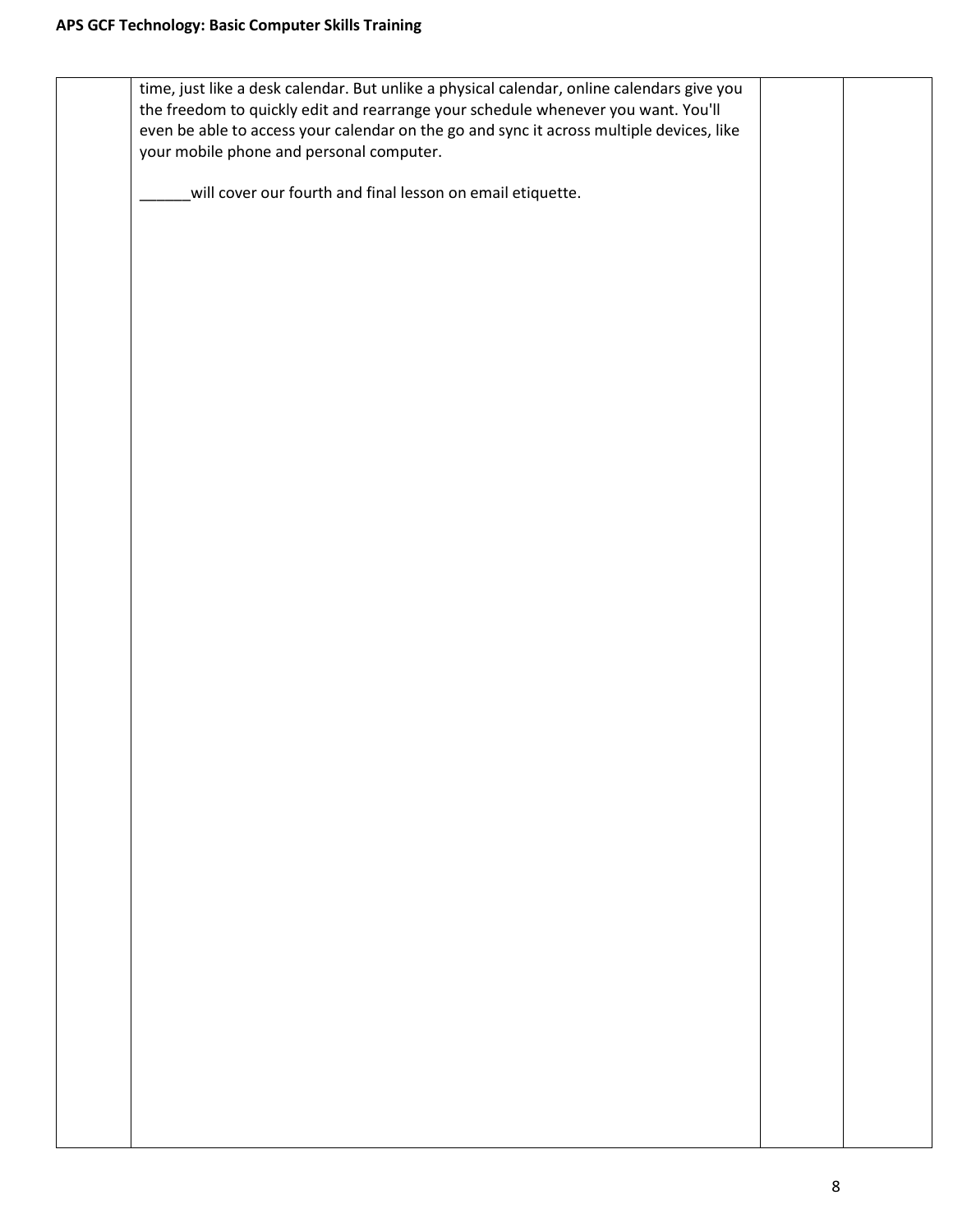| | | | |
|---|---|---|---|
| | time, just like a desk calendar. But unlike a physical calendar, online calendars give you the freedom to quickly edit and rearrange your schedule whenever you want. You'll even be able to access your calendar on the go and sync it across multiple devices, like your mobile phone and personal computer.<br><br>______will cover our fourth and final lesson on email etiquette. | | |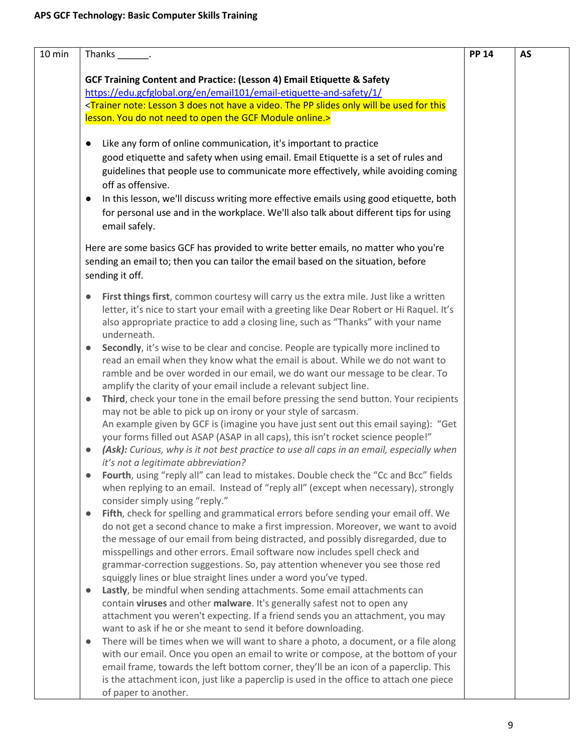| 10 min | Thanks ______.<br><br>**GCF Training Content and Practice: (Lesson 4) Email Etiquette & Safety**<br>https://edu.gcfglobal.org/en/email101/email-etiquette-and-safety/1/<br><Trainer note: Lesson 3 does not have a video. The PP slides only will be used for this lesson. You do not need to open the GCF Module online.><br><br>● Like any form of online communication, it's important to practice good etiquette and safety when using email. Email Etiquette is a set of rules and guidelines that people use to communicate more effectively, while avoiding coming off as offensive.<br>● In this lesson, we'll discuss writing more effective emails using good etiquette, both for personal use and in the workplace. We'll also talk about different tips for using email safely.<br><br>Here are some basics GCF has provided to write better emails, no matter who you're sending an email to; then you can tailor the email based on the situation, before sending it off.<br><br>● **First things first**, common courtesy will carry us the extra mile. Just like a written letter, it's nice to start your email with a greeting like Dear Robert or Hi Raquel. It's also appropriate practice to add a closing line, such as "Thanks" with your name underneath.<br>● **Secondly**, it's wise to be clear and concise. People are typically more inclined to read an email when they know what the email is about. While we do not want to ramble and be over worded in our email, we do want our message to be clear. To amplify the clarity of your email include a relevant subject line.<br>● **Third**, check your tone in the email before pressing the send button. Your recipients may not be able to pick up on irony or your style of sarcasm. An example given by GCF is (imagine you have just sent out this email saying): "Get your forms filled out ASAP (ASAP in all caps), this isn't rocket science people!"<br>● ***(Ask):*** *Curious, why is it not best practice to use all caps in an email, especially when it's not a legitimate abbreviation?*<br>● **Fourth**, using "reply all" can lead to mistakes. Double check the "Cc and Bcc" fields when replying to an email. Instead of "reply all" (except when necessary), strongly consider simply using "reply."<br>● **Fifth**, check for spelling and grammatical errors before sending your email off. We do not get a second chance to make a first impression. Moreover, we want to avoid the message of our email from being distracted, and possibly disregarded, due to misspellings and other errors. Email software now includes spell check and grammar-correction suggestions. So, pay attention whenever you see those red squiggly lines or blue straight lines under a word you've typed.<br>● **Lastly**, be mindful when sending attachments. Some email attachments can contain **viruses** and other **malware**. It's generally safest not to open any attachment you weren't expecting. If a friend sends you an attachment, you may want to ask if he or she meant to send it before downloading.<br>● There will be times when we will want to share a photo, a document, or a file along with our email. Once you open an email to write or compose, at the bottom of your email frame, towards the left bottom corner, they'll be an icon of a paperclip. This is the attachment icon, just like a paperclip is used in the office to attach one piece of paper to another. | **PP 14** | **AS** |
|---|---|---|---|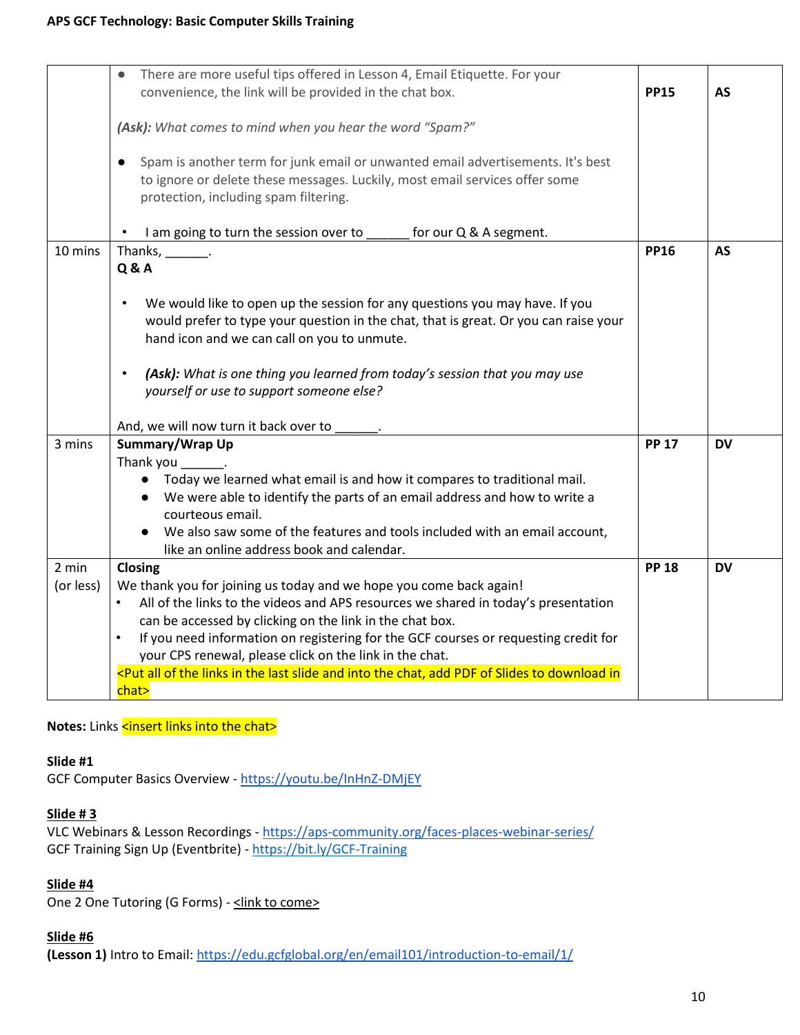| | | | |
|---|---|---|---|
| | ● There are more useful tips offered in Lesson 4, Email Etiquette. For your convenience, the link will be provided in the chat box.<br><br>*(Ask): What comes to mind when you hear the word "Spam?"*<br><br>● Spam is another term for junk email or unwanted email advertisements. It's best to ignore or delete these messages. Luckily, most email services offer some protection, including spam filtering.<br><br>• I am going to turn the session over to ______ for our Q & A segment. | **PP15** | **AS** |
| 10 mins | Thanks, ______.<br>**Q & A**<br><br>• We would like to open up the session for any questions you may have. If you would prefer to type your question in the chat, that is great. Or you can raise your hand icon and we can call on you to unmute.<br><br>• ***(Ask):*** *What is one thing you learned from today's session that you may use yourself or use to support someone else?*<br><br>And, we will now turn it back over to ______. | **PP16** | **AS** |
| 3 mins | **Summary/Wrap Up**<br>Thank you ______.<br>● Today we learned what email is and how it compares to traditional mail.<br>● We were able to identify the parts of an email address and how to write a courteous email.<br>● We also saw some of the features and tools included with an email account, like an online address book and calendar. | **PP 17** | **DV** |
| 2 min (or less) | **Closing**<br>We thank you for joining us today and we hope you come back again!<br>• All of the links to the videos and APS resources we shared in today's presentation can be accessed by clicking on the link in the chat box.<br>• If you need information on registering for the GCF courses or requesting credit for your CPS renewal, please click on the link in the chat.<br><Put all of the links in the last slide and into the chat, add PDF of Slides to download in chat> | **PP 18** | **DV** |

**Notes:** Links <insert links into the chat>

**Slide #1**
GCF Computer Basics Overview - https://youtu.be/InHnZ-DMjEY

**Slide # 3**
VLC Webinars & Lesson Recordings - https://aps-community.org/faces-places-webinar-series/
GCF Training Sign Up (Eventbrite) - https://bit.ly/GCF-Training

**Slide #4**
One 2 One Tutoring (G Forms) - <link to come>

**Slide #6**
**(Lesson 1)** Intro to Email: https://edu.gcfglobal.org/en/email101/introduction-to-email/1/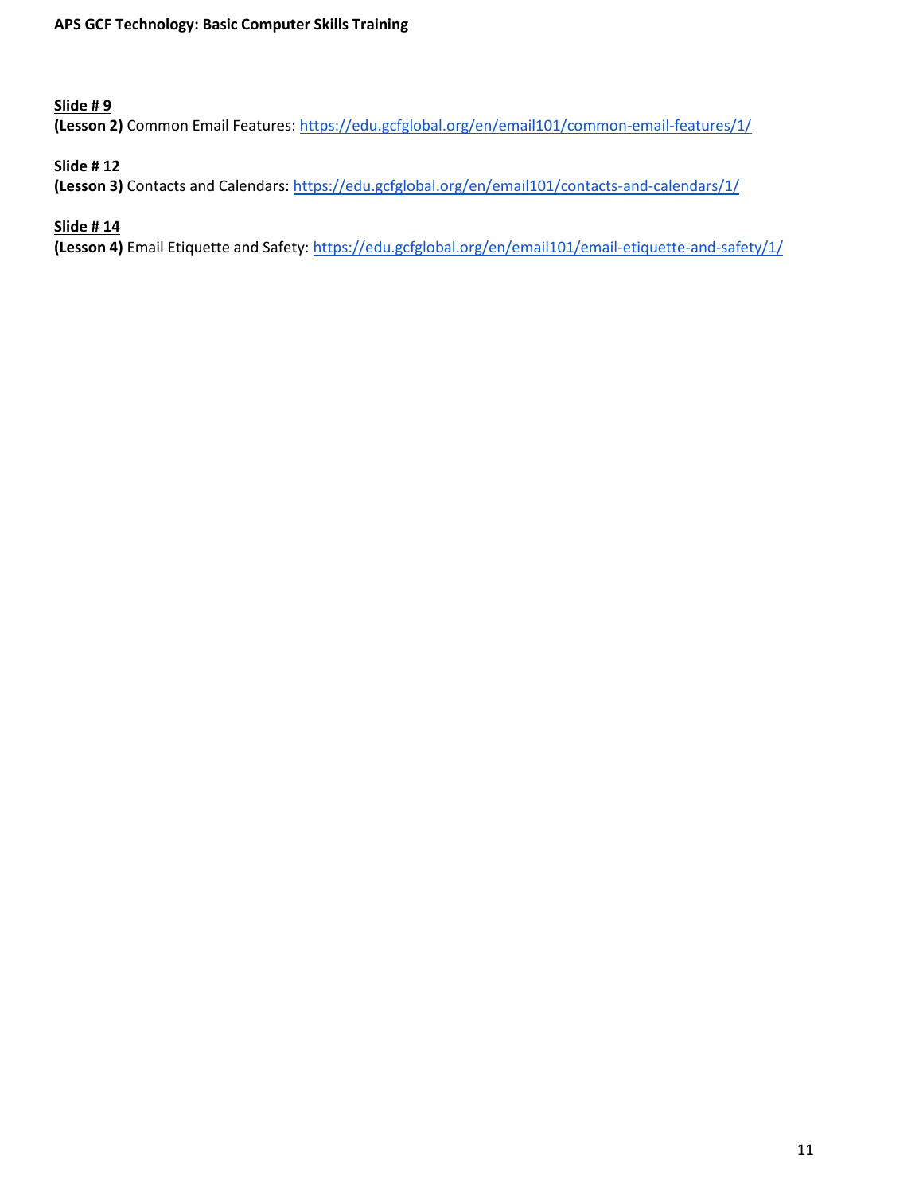**Slide # 9**

**(Lesson 2)** Common Email Features: https://edu.gcfglobal.org/en/email101/common-email-features/1/

**Slide # 12**

**(Lesson 3)** Contacts and Calendars: https://edu.gcfglobal.org/en/email101/contacts-and-calendars/1/

**Slide # 14**

**(Lesson 4)** Email Etiquette and Safety: https://edu.gcfglobal.org/en/email101/email-etiquette-and-safety/1/